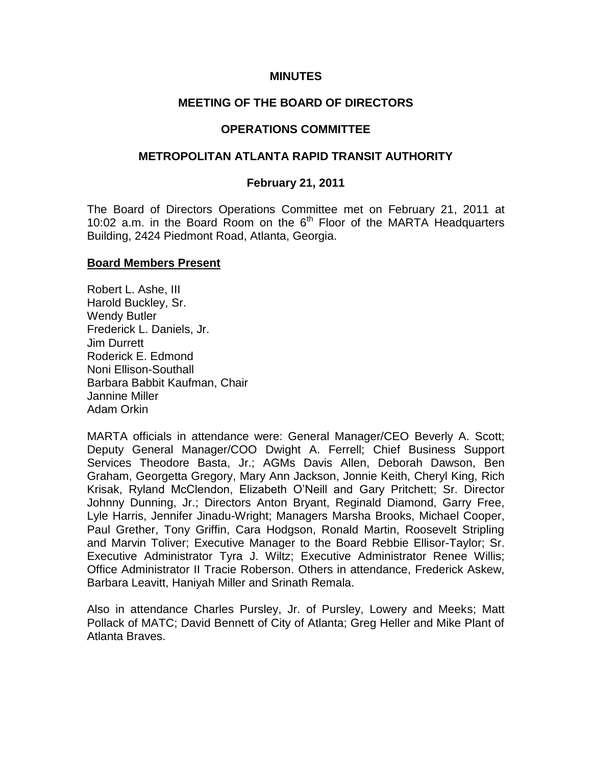# MINUTES

## MEETING OF THE BOARD OF DIRECTORS

## OPERATIONS COMMITTEE

## METROPOLITAN ATLANTA RAPID TRANSIT AUTHORITY

### February 21, 2011

The Board of Directors Operations Committee met on February 21, 2011 at 10:02 a.m. in the Board Room on the 6th Floor of the MARTA Headquarters Building, 2424 Piedmont Road, Atlanta, Georgia.

**Board Members Present**

Robert L. Ashe, III
Harold Buckley, Sr.
Wendy Butler
Frederick L. Daniels, Jr.
Jim Durrett
Roderick E. Edmond
Noni Ellison-Southall
Barbara Babbit Kaufman, Chair
Jannine Miller
Adam Orkin

MARTA officials in attendance were: General Manager/CEO Beverly A. Scott; Deputy General Manager/COO Dwight A. Ferrell; Chief Business Support Services Theodore Basta, Jr.; AGMs Davis Allen, Deborah Dawson, Ben Graham, Georgetta Gregory, Mary Ann Jackson, Jonnie Keith, Cheryl King, Rich Krisak, Ryland McClendon, Elizabeth O'Neill and Gary Pritchett; Sr. Director Johnny Dunning, Jr.; Directors Anton Bryant, Reginald Diamond, Garry Free, Lyle Harris, Jennifer Jinadu-Wright; Managers Marsha Brooks, Michael Cooper, Paul Grether, Tony Griffin, Cara Hodgson, Ronald Martin, Roosevelt Stripling and Marvin Toliver; Executive Manager to the Board Rebbie Ellisor-Taylor; Sr. Executive Administrator Tyra J. Wiltz; Executive Administrator Renee Willis; Office Administrator II Tracie Roberson. Others in attendance, Frederick Askew, Barbara Leavitt, Haniyah Miller and Srinath Remala.

Also in attendance Charles Pursley, Jr. of Pursley, Lowery and Meeks; Matt Pollack of MATC; David Bennett of City of Atlanta; Greg Heller and Mike Plant of Atlanta Braves.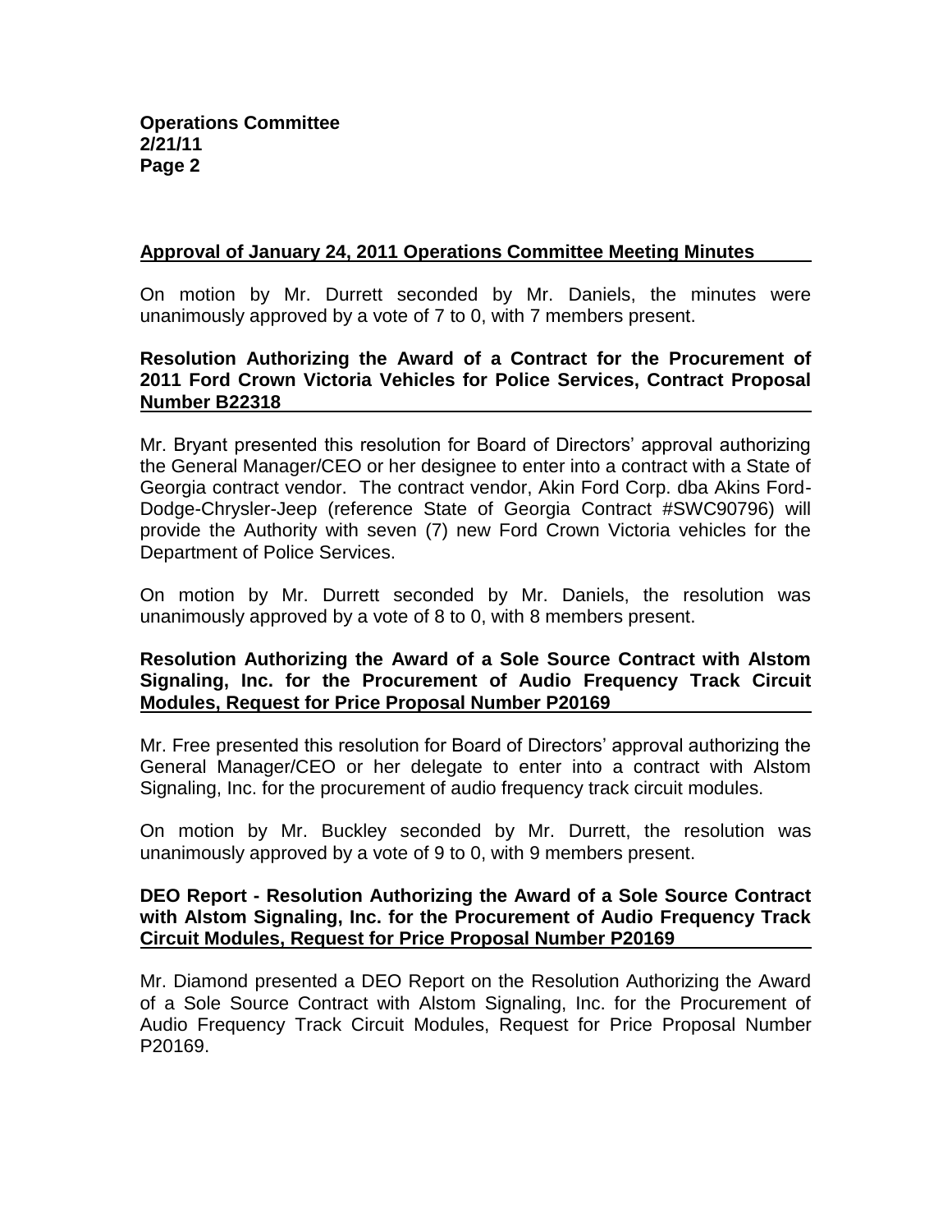**Approval of January 24, 2011 Operations Committee Meeting Minutes**

On motion by Mr. Durrett seconded by Mr. Daniels, the minutes were unanimously approved by a vote of 7 to 0, with 7 members present.

**Resolution Authorizing the Award of a Contract for the Procurement of 2011 Ford Crown Victoria Vehicles for Police Services, Contract Proposal Number B22318**

Mr. Bryant presented this resolution for Board of Directors' approval authorizing the General Manager/CEO or her designee to enter into a contract with a State of Georgia contract vendor. The contract vendor, Akin Ford Corp. dba Akins Ford-Dodge-Chrysler-Jeep (reference State of Georgia Contract #SWC90796) will provide the Authority with seven (7) new Ford Crown Victoria vehicles for the Department of Police Services.

On motion by Mr. Durrett seconded by Mr. Daniels, the resolution was unanimously approved by a vote of 8 to 0, with 8 members present.

**Resolution Authorizing the Award of a Sole Source Contract with Alstom Signaling, Inc. for the Procurement of Audio Frequency Track Circuit Modules, Request for Price Proposal Number P20169**

Mr. Free presented this resolution for Board of Directors' approval authorizing the General Manager/CEO or her delegate to enter into a contract with Alstom Signaling, Inc. for the procurement of audio frequency track circuit modules.

On motion by Mr. Buckley seconded by Mr. Durrett, the resolution was unanimously approved by a vote of 9 to 0, with 9 members present.

**DEO Report - Resolution Authorizing the Award of a Sole Source Contract with Alstom Signaling, Inc. for the Procurement of Audio Frequency Track Circuit Modules, Request for Price Proposal Number P20169**

Mr. Diamond presented a DEO Report on the Resolution Authorizing the Award of a Sole Source Contract with Alstom Signaling, Inc. for the Procurement of Audio Frequency Track Circuit Modules, Request for Price Proposal Number P20169.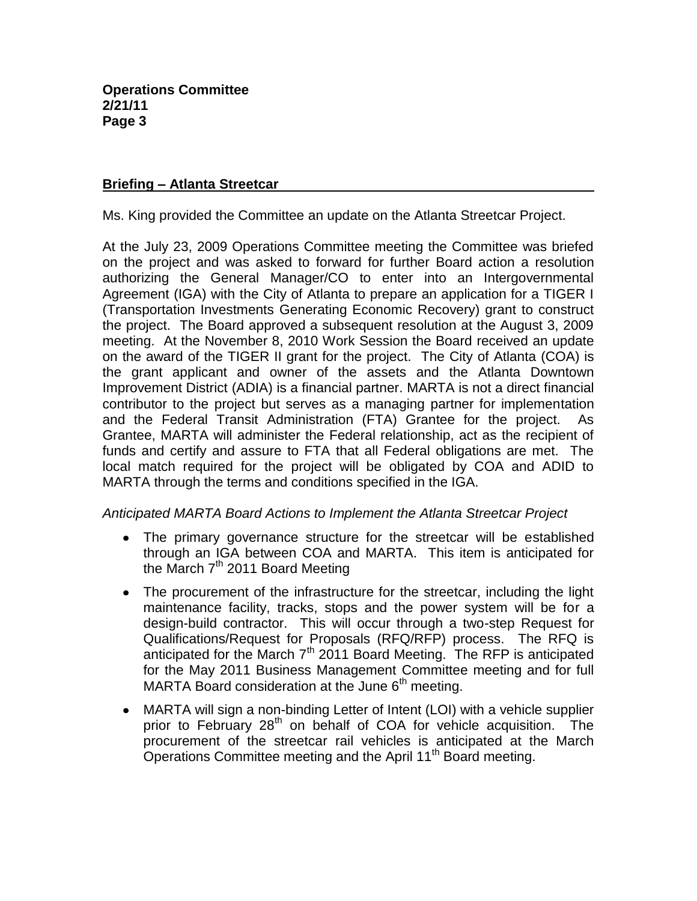## Briefing – Atlanta Streetcar

Ms. King provided the Committee an update on the Atlanta Streetcar Project.

At the July 23, 2009 Operations Committee meeting the Committee was briefed on the project and was asked to forward for further Board action a resolution authorizing the General Manager/CO to enter into an Intergovernmental Agreement (IGA) with the City of Atlanta to prepare an application for a TIGER I (Transportation Investments Generating Economic Recovery) grant to construct the project. The Board approved a subsequent resolution at the August 3, 2009 meeting. At the November 8, 2010 Work Session the Board received an update on the award of the TIGER II grant for the project. The City of Atlanta (COA) is the grant applicant and owner of the assets and the Atlanta Downtown Improvement District (ADIA) is a financial partner. MARTA is not a direct financial contributor to the project but serves as a managing partner for implementation and the Federal Transit Administration (FTA) Grantee for the project. As Grantee, MARTA will administer the Federal relationship, act as the recipient of funds and certify and assure to FTA that all Federal obligations are met. The local match required for the project will be obligated by COA and ADID to MARTA through the terms and conditions specified in the IGA.

*Anticipated MARTA Board Actions to Implement the Atlanta Streetcar Project*

- The primary governance structure for the streetcar will be established through an IGA between COA and MARTA. This item is anticipated for the March 7th 2011 Board Meeting
- The procurement of the infrastructure for the streetcar, including the light maintenance facility, tracks, stops and the power system will be for a design-build contractor. This will occur through a two-step Request for Qualifications/Request for Proposals (RFQ/RFP) process. The RFQ is anticipated for the March 7th 2011 Board Meeting. The RFP is anticipated for the May 2011 Business Management Committee meeting and for full MARTA Board consideration at the June 6th meeting.
- MARTA will sign a non-binding Letter of Intent (LOI) with a vehicle supplier prior to February 28th on behalf of COA for vehicle acquisition. The procurement of the streetcar rail vehicles is anticipated at the March Operations Committee meeting and the April 11th Board meeting.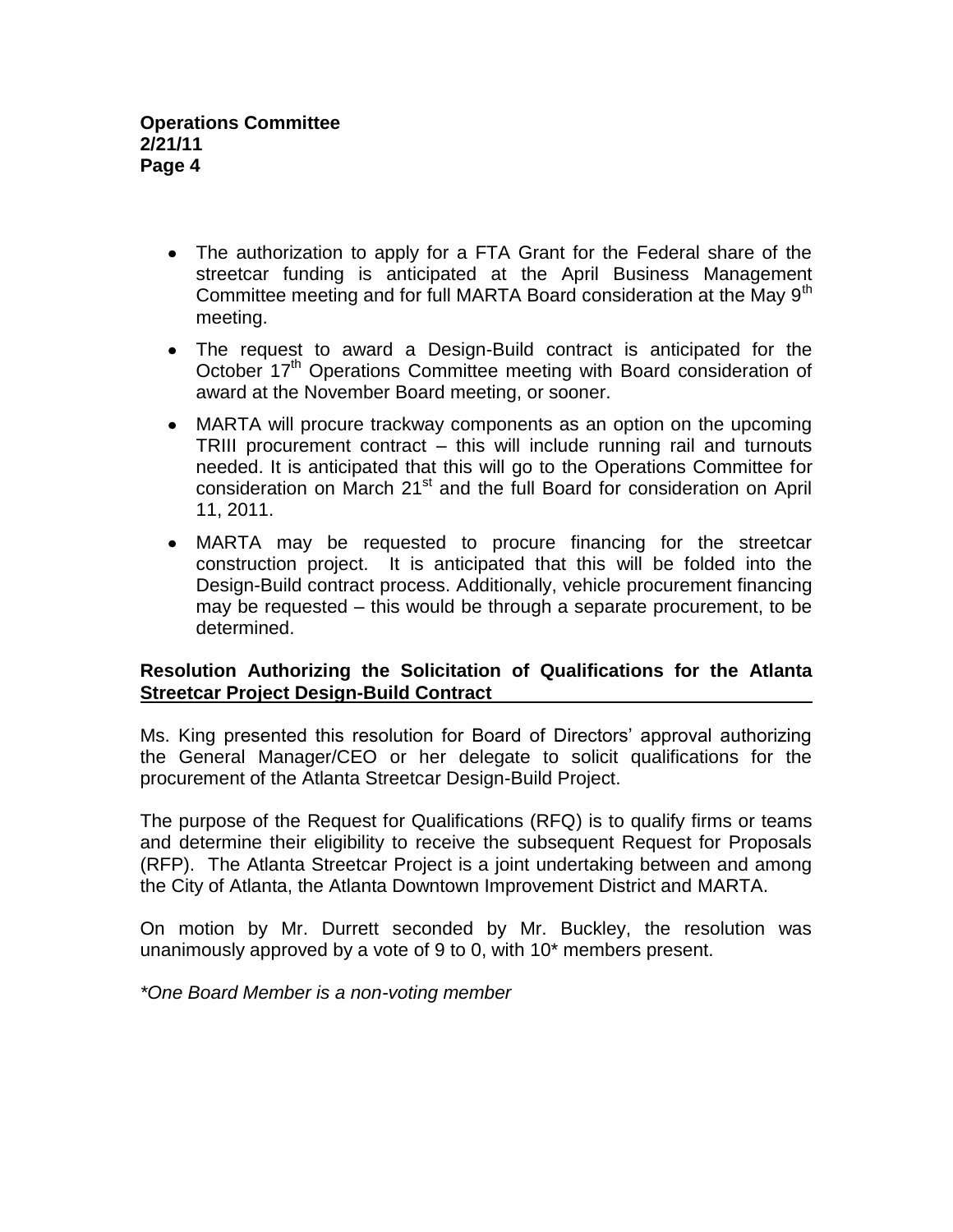- The authorization to apply for a FTA Grant for the Federal share of the streetcar funding is anticipated at the April Business Management Committee meeting and for full MARTA Board consideration at the May 9th meeting.
- The request to award a Design-Build contract is anticipated for the October 17th Operations Committee meeting with Board consideration of award at the November Board meeting, or sooner.
- MARTA will procure trackway components as an option on the upcoming TRIII procurement contract – this will include running rail and turnouts needed. It is anticipated that this will go to the Operations Committee for consideration on March 21st and the full Board for consideration on April 11, 2011.
- MARTA may be requested to procure financing for the streetcar construction project. It is anticipated that this will be folded into the Design-Build contract process. Additionally, vehicle procurement financing may be requested – this would be through a separate procurement, to be determined.

**Resolution Authorizing the Solicitation of Qualifications for the Atlanta Streetcar Project Design-Build Contract**

Ms. King presented this resolution for Board of Directors' approval authorizing the General Manager/CEO or her delegate to solicit qualifications for the procurement of the Atlanta Streetcar Design-Build Project.

The purpose of the Request for Qualifications (RFQ) is to qualify firms or teams and determine their eligibility to receive the subsequent Request for Proposals (RFP). The Atlanta Streetcar Project is a joint undertaking between and among the City of Atlanta, the Atlanta Downtown Improvement District and MARTA.

On motion by Mr. Durrett seconded by Mr. Buckley, the resolution was unanimously approved by a vote of 9 to 0, with 10* members present.

*\*One Board Member is a non-voting member*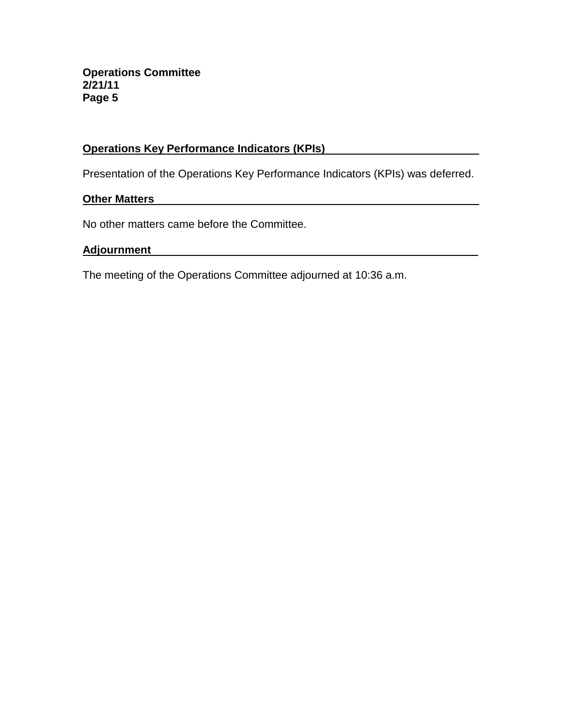## Operations Key Performance Indicators (KPIs)

Presentation of the Operations Key Performance Indicators (KPIs) was deferred.

## Other Matters

No other matters came before the Committee.

## Adjournment

The meeting of the Operations Committee adjourned at 10:36 a.m.